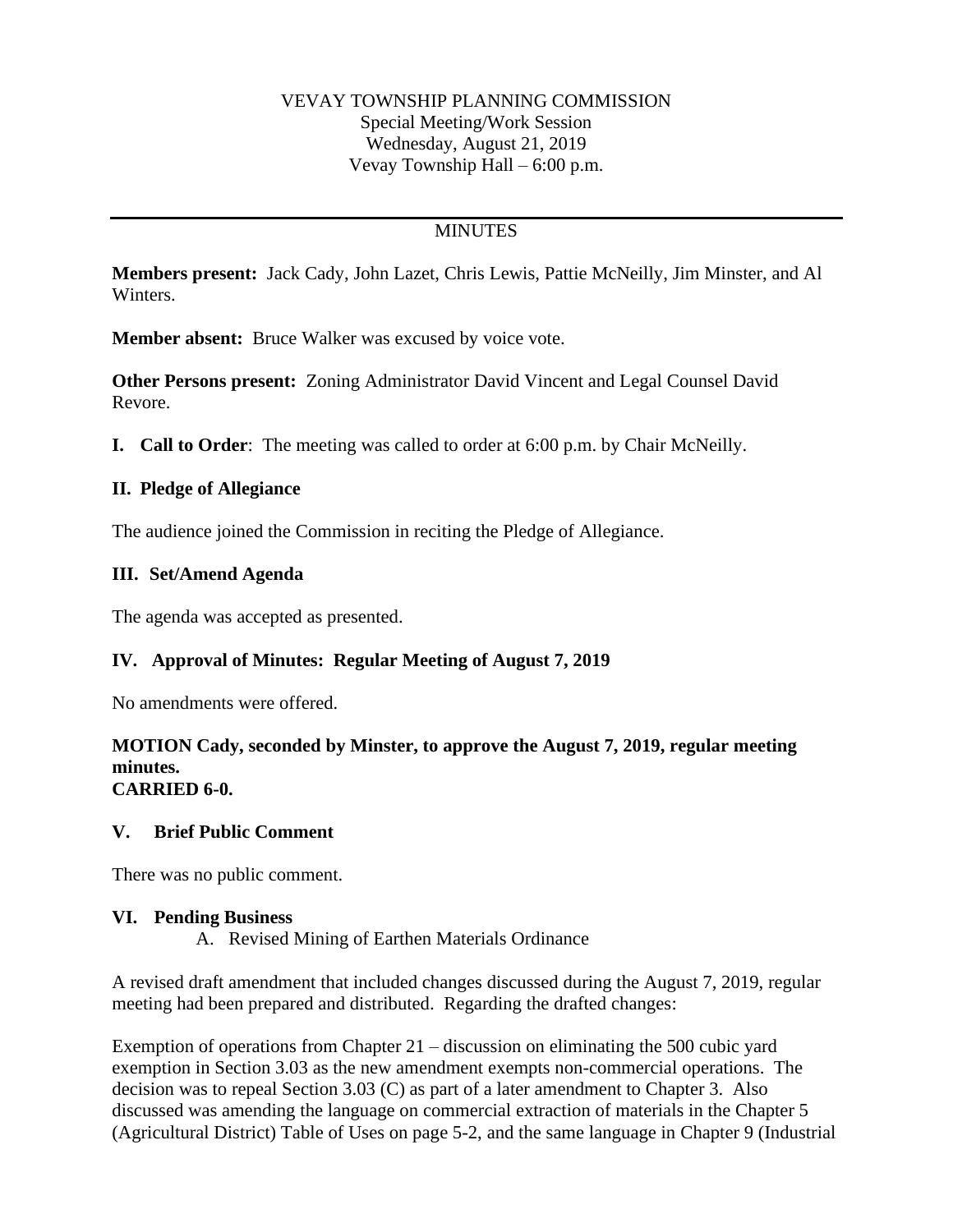VEVAY TOWNSHIP PLANNING COMMISSION
Special Meeting/Work Session
Wednesday, August 21, 2019
Vevay Township Hall – 6:00 p.m.

---

MINUTES

**Members present:** Jack Cady, John Lazet, Chris Lewis, Pattie McNeilly, Jim Minster, and Al Winters.

**Member absent:** Bruce Walker was excused by voice vote.

**Other Persons present:** Zoning Administrator David Vincent and Legal Counsel David Revore.

**I. Call to Order**: The meeting was called to order at 6:00 p.m. by Chair McNeilly.

**II. Pledge of Allegiance**

The audience joined the Commission in reciting the Pledge of Allegiance.

**III. Set/Amend Agenda**

The agenda was accepted as presented.

**IV. Approval of Minutes: Regular Meeting of August 7, 2019**

No amendments were offered.

**MOTION Cady, seconded by Minster, to approve the August 7, 2019, regular meeting minutes.**
**CARRIED 6-0.**

**V. Brief Public Comment**

There was no public comment.

**VI. Pending Business**

A. Revised Mining of Earthen Materials Ordinance

A revised draft amendment that included changes discussed during the August 7, 2019, regular meeting had been prepared and distributed. Regarding the drafted changes:

Exemption of operations from Chapter 21 – discussion on eliminating the 500 cubic yard exemption in Section 3.03 as the new amendment exempts non-commercial operations. The decision was to repeal Section 3.03 (C) as part of a later amendment to Chapter 3. Also discussed was amending the language on commercial extraction of materials in the Chapter 5 (Agricultural District) Table of Uses on page 5-2, and the same language in Chapter 9 (Industrial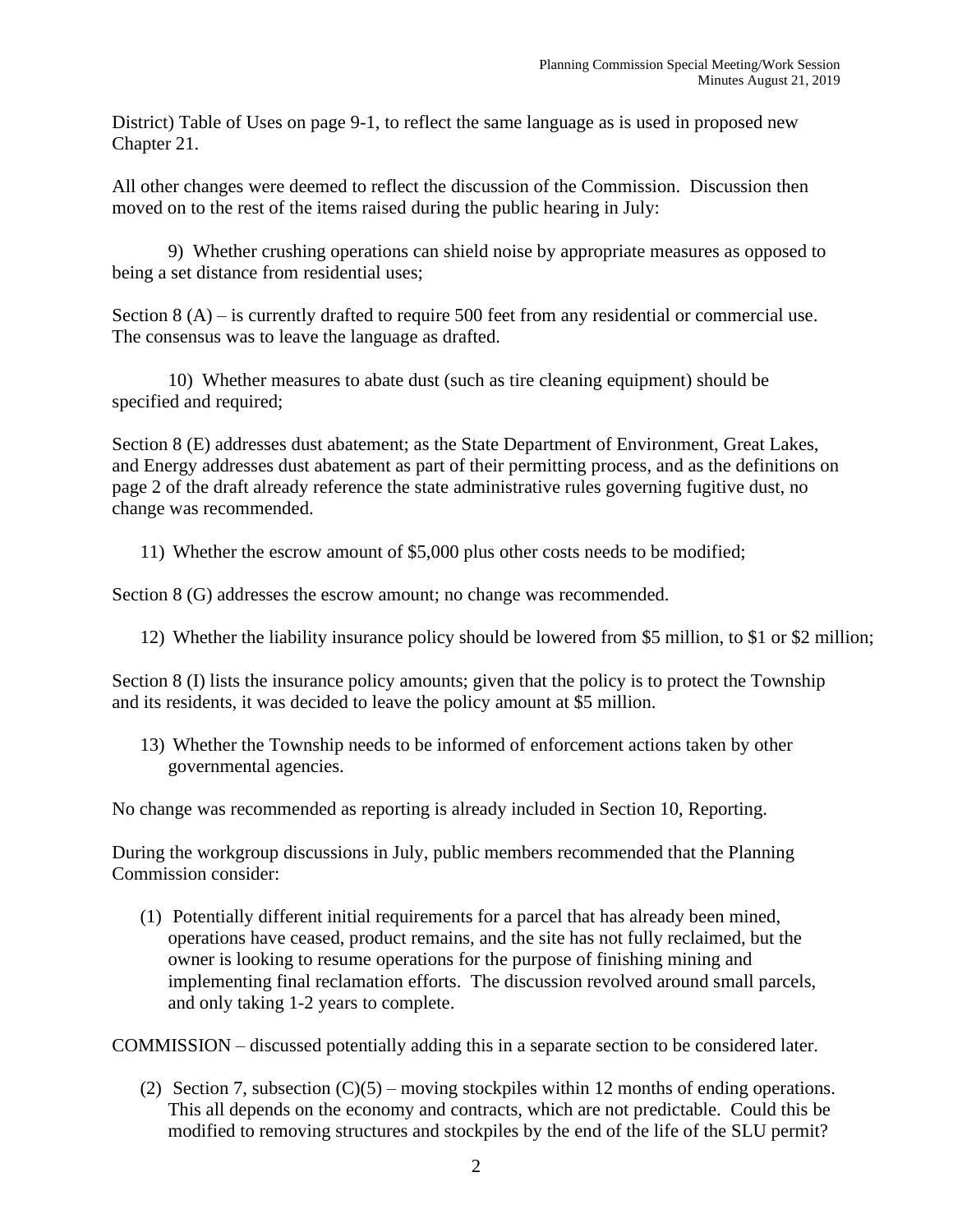District) Table of Uses on page 9-1, to reflect the same language as is used in proposed new Chapter 21.

All other changes were deemed to reflect the discussion of the Commission. Discussion then moved on to the rest of the items raised during the public hearing in July:

9) Whether crushing operations can shield noise by appropriate measures as opposed to being a set distance from residential uses;

Section 8 (A) – is currently drafted to require 500 feet from any residential or commercial use. The consensus was to leave the language as drafted.

10) Whether measures to abate dust (such as tire cleaning equipment) should be specified and required;

Section 8 (E) addresses dust abatement; as the State Department of Environment, Great Lakes, and Energy addresses dust abatement as part of their permitting process, and as the definitions on page 2 of the draft already reference the state administrative rules governing fugitive dust, no change was recommended.

11) Whether the escrow amount of $5,000 plus other costs needs to be modified;

Section 8 (G) addresses the escrow amount; no change was recommended.

12) Whether the liability insurance policy should be lowered from $5 million, to $1 or $2 million;

Section 8 (I) lists the insurance policy amounts; given that the policy is to protect the Township and its residents, it was decided to leave the policy amount at $5 million.

13) Whether the Township needs to be informed of enforcement actions taken by other governmental agencies.

No change was recommended as reporting is already included in Section 10, Reporting.

During the workgroup discussions in July, public members recommended that the Planning Commission consider:

(1) Potentially different initial requirements for a parcel that has already been mined, operations have ceased, product remains, and the site has not fully reclaimed, but the owner is looking to resume operations for the purpose of finishing mining and implementing final reclamation efforts. The discussion revolved around small parcels, and only taking 1-2 years to complete.

COMMISSION – discussed potentially adding this in a separate section to be considered later.

(2) Section 7, subsection (C)(5) – moving stockpiles within 12 months of ending operations. This all depends on the economy and contracts, which are not predictable. Could this be modified to removing structures and stockpiles by the end of the life of the SLU permit?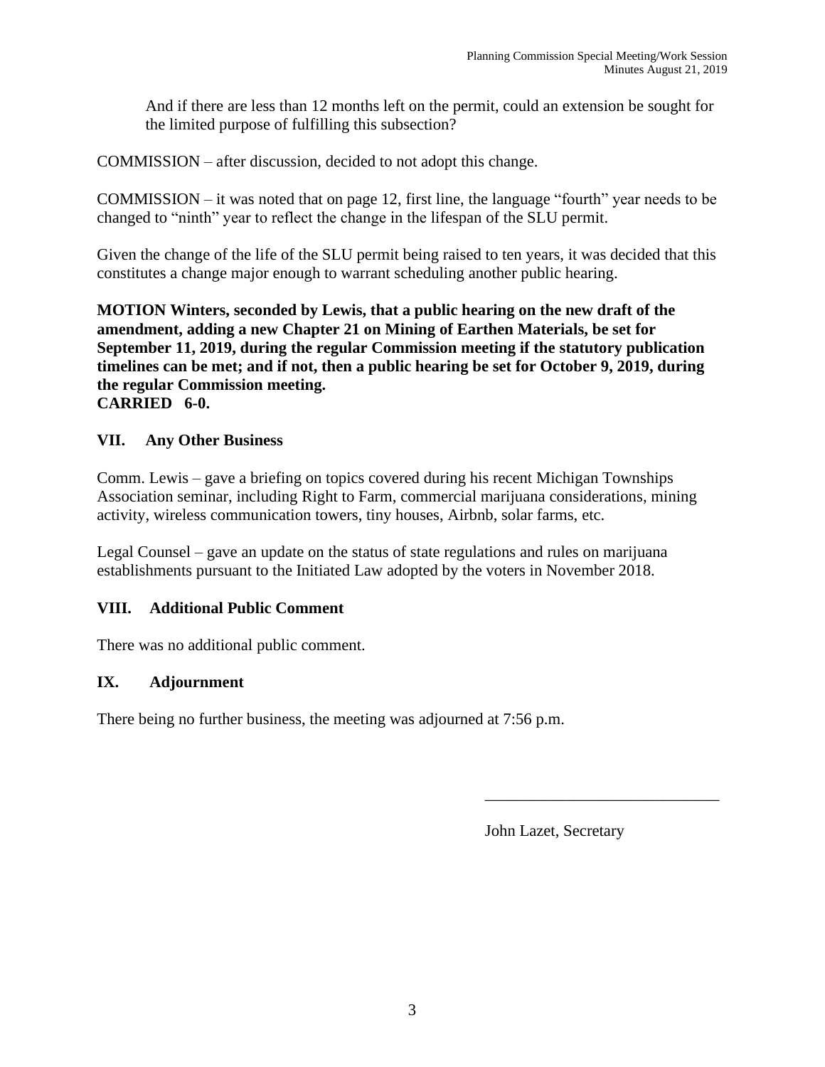> And if there are less than 12 months left on the permit, could an extension be sought for the limited purpose of fulfilling this subsection?

COMMISSION – after discussion, decided to not adopt this change.

COMMISSION – it was noted that on page 12, first line, the language "fourth" year needs to be changed to "ninth" year to reflect the change in the lifespan of the SLU permit.

Given the change of the life of the SLU permit being raised to ten years, it was decided that this constitutes a change major enough to warrant scheduling another public hearing.

**MOTION Winters, seconded by Lewis, that a public hearing on the new draft of the amendment, adding a new Chapter 21 on Mining of Earthen Materials, be set for September 11, 2019, during the regular Commission meeting if the statutory publication timelines can be met; and if not, then a public hearing be set for October 9, 2019, during the regular Commission meeting.**
**CARRIED 6-0.**

## VII. Any Other Business

Comm. Lewis – gave a briefing on topics covered during his recent Michigan Townships Association seminar, including Right to Farm, commercial marijuana considerations, mining activity, wireless communication towers, tiny houses, Airbnb, solar farms, etc.

Legal Counsel – gave an update on the status of state regulations and rules on marijuana establishments pursuant to the Initiated Law adopted by the voters in November 2018.

## VIII. Additional Public Comment

There was no additional public comment.

## IX. Adjournment

There being no further business, the meeting was adjourned at 7:56 p.m.

\_\_\_\_\_\_\_\_\_\_\_\_\_\_\_\_\_\_\_\_\_\_\_\_\_\_\_\_\_\_

John Lazet, Secretary